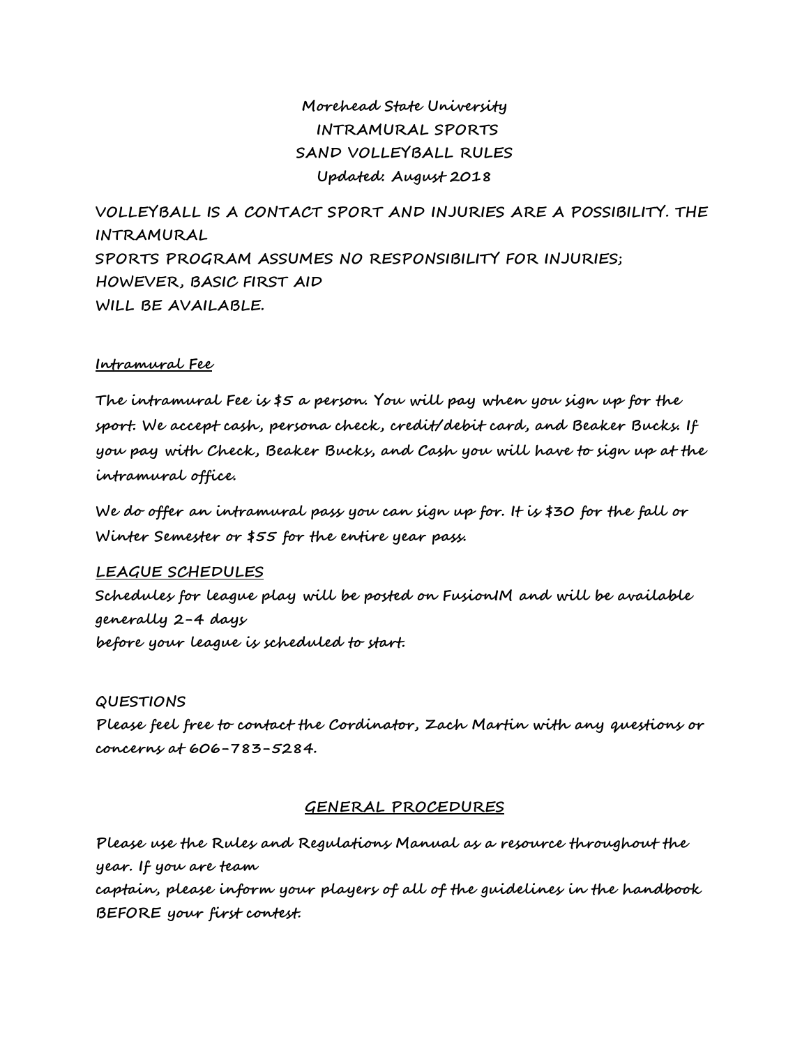# Morehead State University
## INTRAMURAL SPORTS
## SAND VOLLEYBALL RULES
Updated: August 2018

**VOLLEYBALL IS A CONTACT SPORT AND INJURIES ARE A POSSIBILITY. THE INTRAMURAL SPORTS PROGRAM ASSUMES NO RESPONSIBILITY FOR INJURIES; HOWEVER, BASIC FIRST AID WILL BE AVAILABLE.**

### Intramural Fee

The intramural Fee is $5 a person. You will pay when you sign up for the sport. We accept cash, persona check, credit/debit card, and Beaker Bucks. If you pay with Check, Beaker Bucks, and Cash you will have to sign up at the intramural office.

We do offer an intramural pass you can sign up for. It is $30 for the fall or Winter Semester or $55 for the entire year pass.

### LEAGUE SCHEDULES

Schedules for league play will be posted on FusionIM and will be available generally 2-4 days before your league is scheduled to start.

### QUESTIONS

Please feel free to contact the Cordinator, Zach Martin with any questions or concerns at 606-783-5284.

## GENERAL PROCEDURES

Please use the Rules and Regulations Manual as a resource throughout the year. If you are team captain, please inform your players of all of the guidelines in the handbook BEFORE your first contest.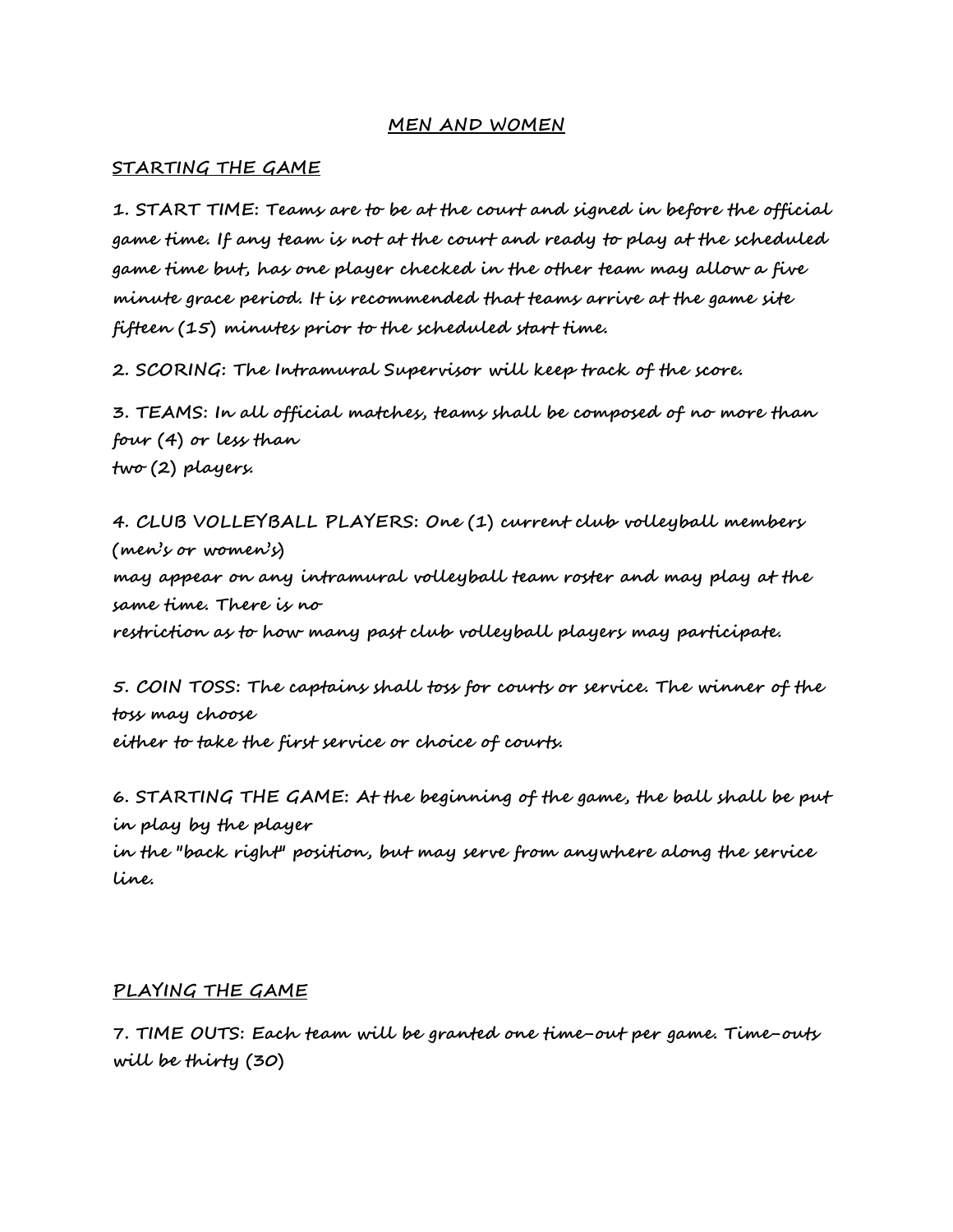## MEN AND WOMEN

### STARTING THE GAME

1. START TIME: Teams are to be at the court and signed in before the official game time. If any team is not at the court and ready to play at the scheduled game time but, has one player checked in the other team may allow a five minute grace period. It is recommended that teams arrive at the game site fifteen (15) minutes prior to the scheduled start time.

2. SCORING: The Intramural Supervisor will keep track of the score.

3. TEAMS: In all official matches, teams shall be composed of no more than four (4) or less than two (2) players.

4. CLUB VOLLEYBALL PLAYERS: One (1) current club volleyball members (men's or women's) may appear on any intramural volleyball team roster and may play at the same time. There is no restriction as to how many past club volleyball players may participate.

5. COIN TOSS: The captains shall toss for courts or service. The winner of the toss may choose either to take the first service or choice of courts.

6. STARTING THE GAME: At the beginning of the game, the ball shall be put in play by the player in the "back right" position, but may serve from anywhere along the service line.

### PLAYING THE GAME

7. TIME OUTS: Each team will be granted one time-out per game. Time-outs will be thirty (30)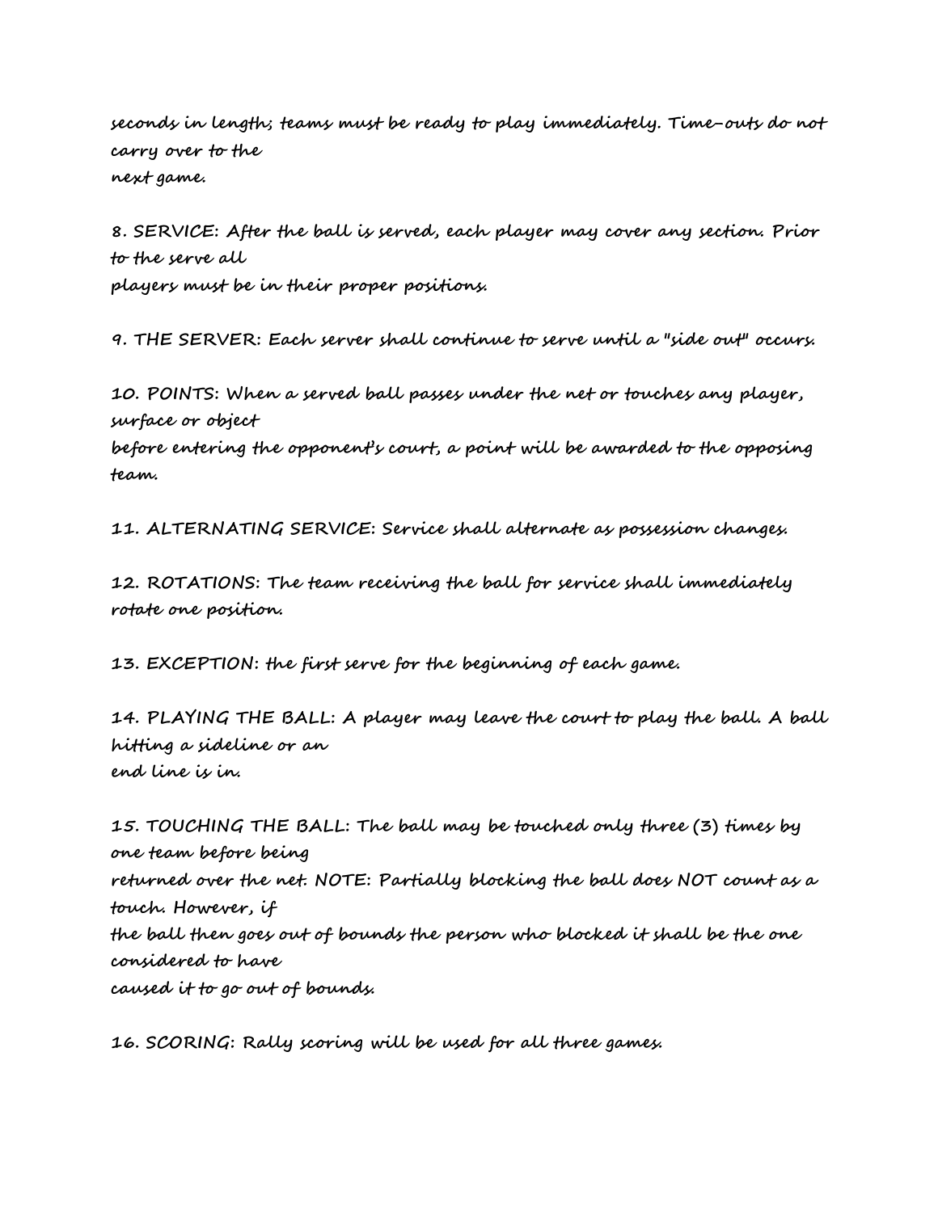seconds in length; teams must be ready to play immediately. Time-outs do not carry over to the next game.

8. SERVICE: After the ball is served, each player may cover any section. Prior to the serve all players must be in their proper positions.

9. THE SERVER: Each server shall continue to serve until a "side out" occurs.

10. POINTS: When a served ball passes under the net or touches any player, surface or object before entering the opponent's court, a point will be awarded to the opposing team.

11. ALTERNATING SERVICE: Service shall alternate as possession changes.

12. ROTATIONS: The team receiving the ball for service shall immediately rotate one position.

13. EXCEPTION: the first serve for the beginning of each game.

14. PLAYING THE BALL: A player may leave the court to play the ball. A ball hitting a sideline or an end line is in.

15. TOUCHING THE BALL: The ball may be touched only three (3) times by one team before being returned over the net. NOTE: Partially blocking the ball does NOT count as a touch. However, if the ball then goes out of bounds the person who blocked it shall be the one considered to have caused it to go out of bounds.

16. SCORING: Rally scoring will be used for all three games.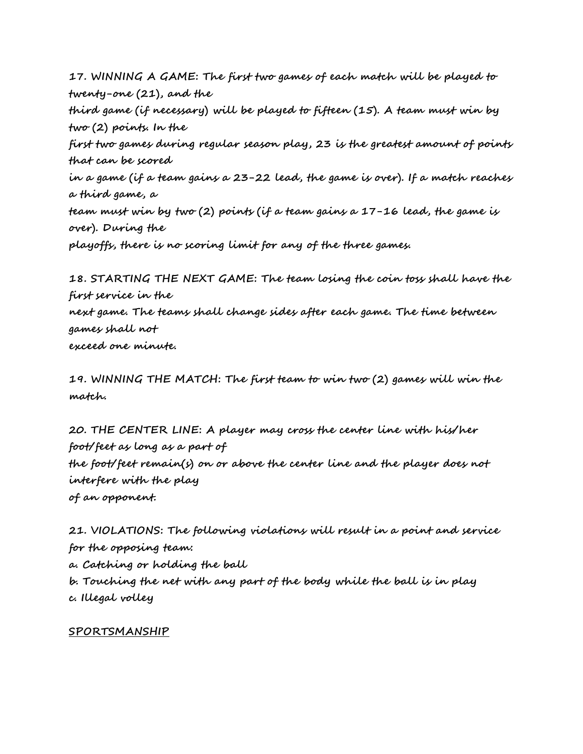**17. WINNING A GAME:** The first two games of each match will be played to twenty-one (21), and the third game (if necessary) will be played to fifteen (15). A team must win by two (2) points. In the first two games during regular season play, 23 is the greatest amount of points that can be scored in a game (if a team gains a 23-22 lead, the game is over). If a match reaches a third game, a team must win by two (2) points (if a team gains a 17-16 lead, the game is over). During the playoffs, there is no scoring limit for any of the three games.

**18. STARTING THE NEXT GAME:** The team losing the coin toss shall have the first service in the next game. The teams shall change sides after each game. The time between games shall not exceed one minute.

**19. WINNING THE MATCH:** The first team to win two (2) games will win the match.

**20. THE CENTER LINE:** A player may cross the center line with his/her foot/feet as long as a part of the foot/feet remain(s) on or above the center line and the player does not interfere with the play of an opponent.

**21. VIOLATIONS:** The following violations will result in a point and service for the opposing team:

a. Catching or holding the ball

b. Touching the net with any part of the body while the ball is in play

c. Illegal volley

## SPORTSMANSHIP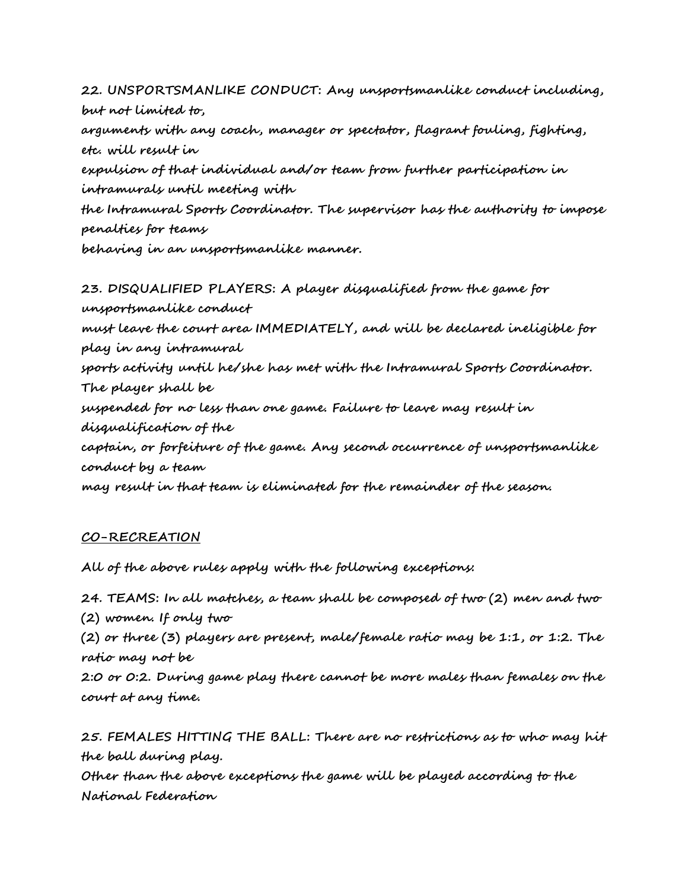22. UNSPORTSMANLIKE CONDUCT: Any unsportsmanlike conduct including, but not limited to, arguments with any coach, manager or spectator, flagrant fouling, fighting, etc. will result in expulsion of that individual and/or team from further participation in intramurals until meeting with the Intramural Sports Coordinator. The supervisor has the authority to impose penalties for teams behaving in an unsportsmanlike manner.

23. DISQUALIFIED PLAYERS: A player disqualified from the game for unsportsmanlike conduct must leave the court area IMMEDIATELY, and will be declared ineligible for play in any intramural sports activity until he/she has met with the Intramural Sports Coordinator. The player shall be suspended for no less than one game. Failure to leave may result in disqualification of the captain, or forfeiture of the game. Any second occurrence of unsportsmanlike conduct by a team may result in that team is eliminated for the remainder of the season.

## CO-RECREATION

All of the above rules apply with the following exceptions:

24. TEAMS: In all matches, a team shall be composed of two (2) men and two (2) women. If only two (2) or three (3) players are present, male/female ratio may be 1:1, or 1:2. The ratio may not be 2:0 or 0:2. During game play there cannot be more males than females on the court at any time.

25. FEMALES HITTING THE BALL: There are no restrictions as to who may hit the ball during play. Other than the above exceptions the game will be played according to the National Federation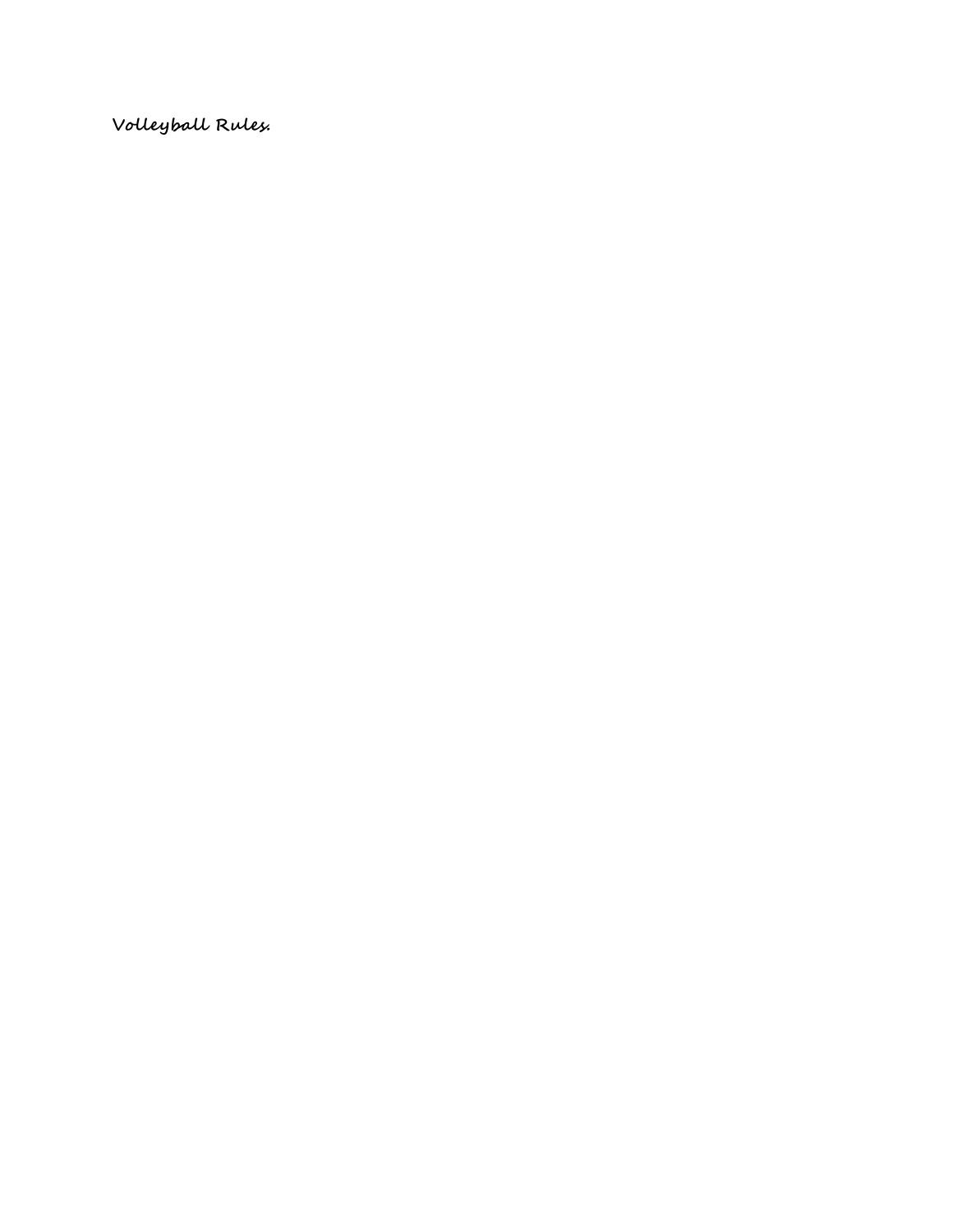**Volleyball Rules.**